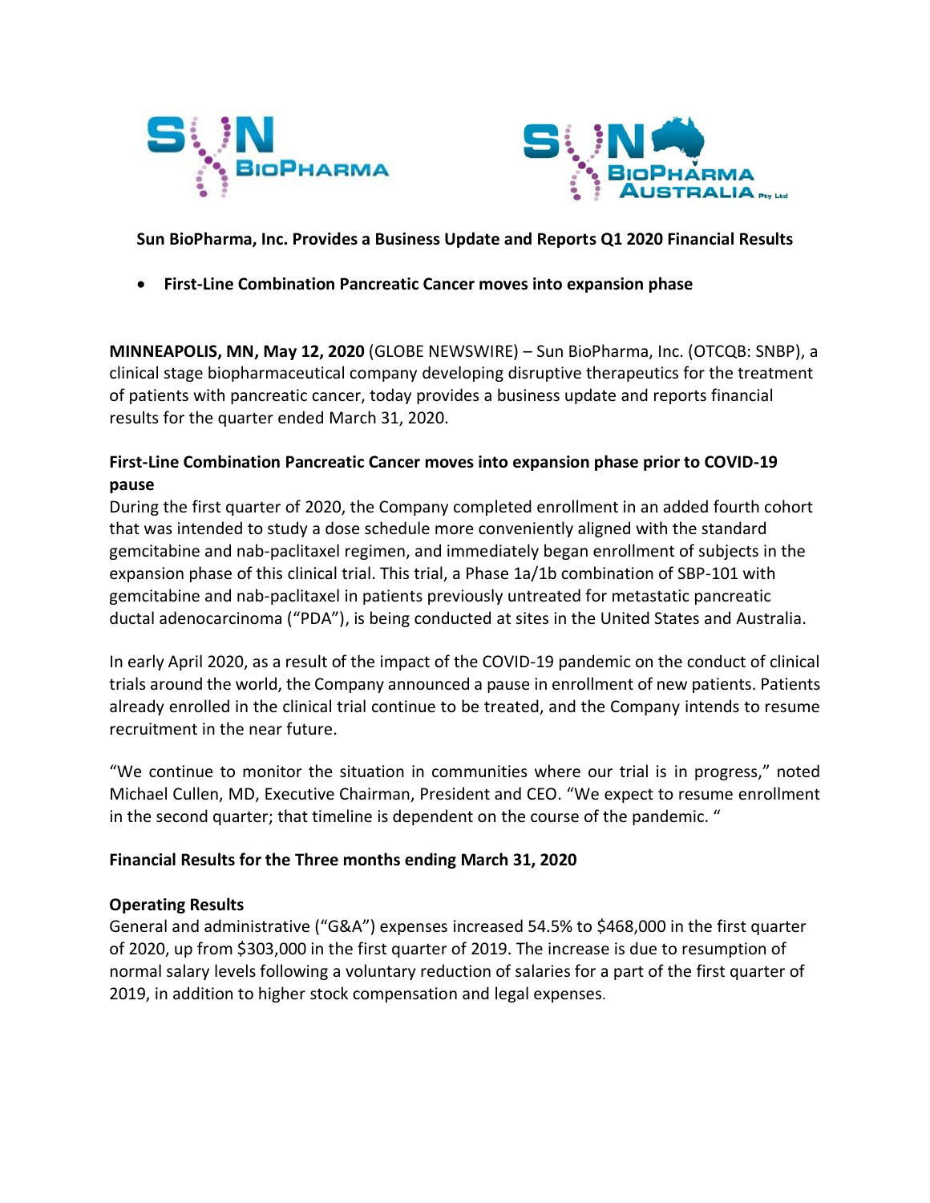**Sun BioPharma, Inc. Provides a Business Update and Reports Q1 2020 Financial Results**

- **First-Line Combination Pancreatic Cancer moves into expansion phase**

**MINNEAPOLIS, MN, May 12, 2020** (GLOBE NEWSWIRE) – Sun BioPharma, Inc. (OTCQB: SNBP), a clinical stage biopharmaceutical company developing disruptive therapeutics for the treatment of patients with pancreatic cancer, today provides a business update and reports financial results for the quarter ended March 31, 2020.

**First-Line Combination Pancreatic Cancer moves into expansion phase prior to COVID-19 pause**

During the first quarter of 2020, the Company completed enrollment in an added fourth cohort that was intended to study a dose schedule more conveniently aligned with the standard gemcitabine and nab-paclitaxel regimen, and immediately began enrollment of subjects in the expansion phase of this clinical trial. This trial, a Phase 1a/1b combination of SBP-101 with gemcitabine and nab-paclitaxel in patients previously untreated for metastatic pancreatic ductal adenocarcinoma ("PDA"), is being conducted at sites in the United States and Australia.

In early April 2020, as a result of the impact of the COVID-19 pandemic on the conduct of clinical trials around the world, the Company announced a pause in enrollment of new patients. Patients already enrolled in the clinical trial continue to be treated, and the Company intends to resume recruitment in the near future.

"We continue to monitor the situation in communities where our trial is in progress," noted Michael Cullen, MD, Executive Chairman, President and CEO. "We expect to resume enrollment in the second quarter; that timeline is dependent on the course of the pandemic. "

**Financial Results for the Three months ending March 31, 2020**

**Operating Results**

General and administrative ("G&A") expenses increased 54.5% to $468,000 in the first quarter of 2020, up from $303,000 in the first quarter of 2019. The increase is due to resumption of normal salary levels following a voluntary reduction of salaries for a part of the first quarter of 2019, in addition to higher stock compensation and legal expenses.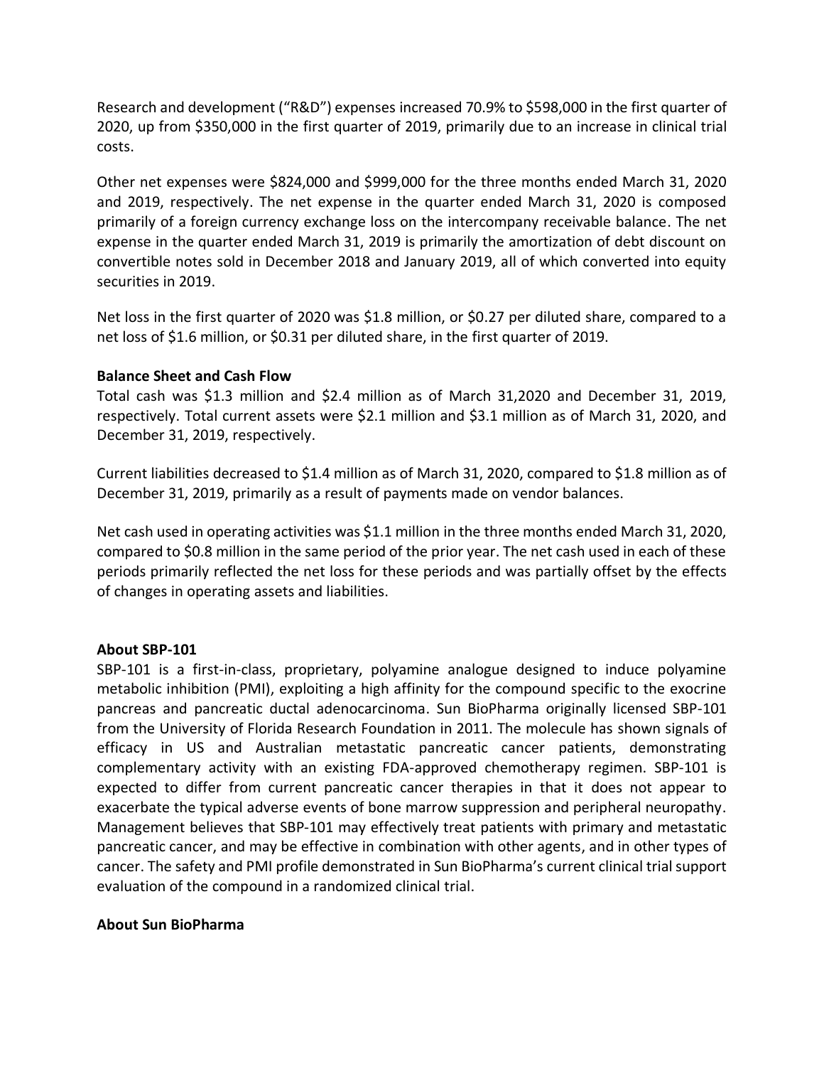Research and development ("R&D") expenses increased 70.9% to $598,000 in the first quarter of 2020, up from $350,000 in the first quarter of 2019, primarily due to an increase in clinical trial costs.

Other net expenses were $824,000 and $999,000 for the three months ended March 31, 2020 and 2019, respectively. The net expense in the quarter ended March 31, 2020 is composed primarily of a foreign currency exchange loss on the intercompany receivable balance. The net expense in the quarter ended March 31, 2019 is primarily the amortization of debt discount on convertible notes sold in December 2018 and January 2019, all of which converted into equity securities in 2019.

Net loss in the first quarter of 2020 was $1.8 million, or $0.27 per diluted share, compared to a net loss of $1.6 million, or $0.31 per diluted share, in the first quarter of 2019.

**Balance Sheet and Cash Flow**

Total cash was $1.3 million and $2.4 million as of March 31,2020 and December 31, 2019, respectively. Total current assets were $2.1 million and $3.1 million as of March 31, 2020, and December 31, 2019, respectively.

Current liabilities decreased to $1.4 million as of March 31, 2020, compared to $1.8 million as of December 31, 2019, primarily as a result of payments made on vendor balances.

Net cash used in operating activities was $1.1 million in the three months ended March 31, 2020, compared to $0.8 million in the same period of the prior year. The net cash used in each of these periods primarily reflected the net loss for these periods and was partially offset by the effects of changes in operating assets and liabilities.

**About SBP-101**

SBP-101 is a first-in-class, proprietary, polyamine analogue designed to induce polyamine metabolic inhibition (PMI), exploiting a high affinity for the compound specific to the exocrine pancreas and pancreatic ductal adenocarcinoma. Sun BioPharma originally licensed SBP-101 from the University of Florida Research Foundation in 2011. The molecule has shown signals of efficacy in US and Australian metastatic pancreatic cancer patients, demonstrating complementary activity with an existing FDA-approved chemotherapy regimen. SBP-101 is expected to differ from current pancreatic cancer therapies in that it does not appear to exacerbate the typical adverse events of bone marrow suppression and peripheral neuropathy. Management believes that SBP-101 may effectively treat patients with primary and metastatic pancreatic cancer, and may be effective in combination with other agents, and in other types of cancer. The safety and PMI profile demonstrated in Sun BioPharma's current clinical trial support evaluation of the compound in a randomized clinical trial.

**About Sun BioPharma**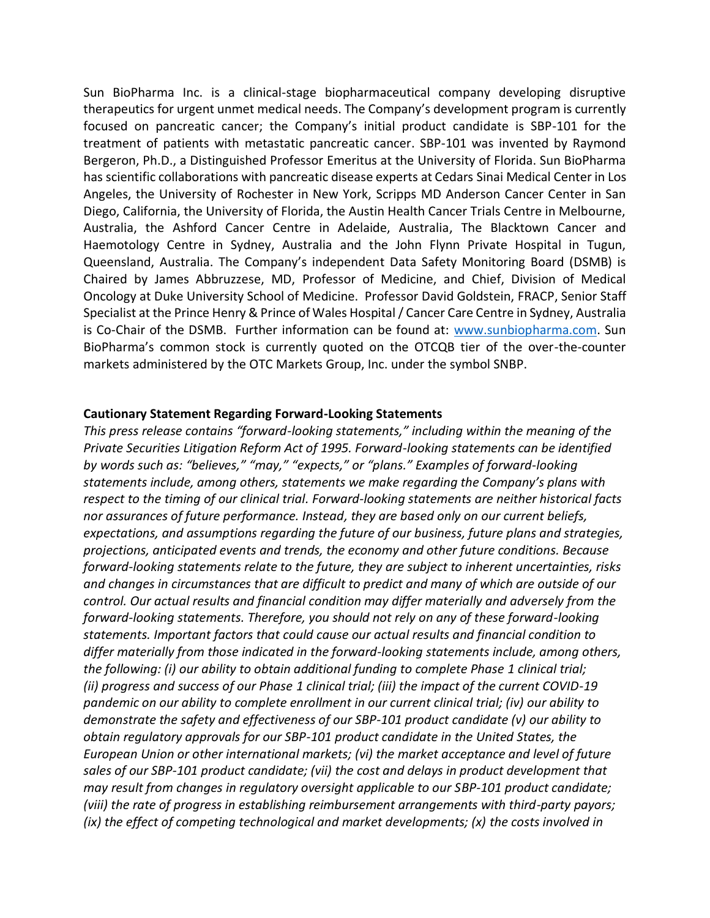Sun BioPharma Inc. is a clinical-stage biopharmaceutical company developing disruptive therapeutics for urgent unmet medical needs. The Company's development program is currently focused on pancreatic cancer; the Company's initial product candidate is SBP-101 for the treatment of patients with metastatic pancreatic cancer. SBP-101 was invented by Raymond Bergeron, Ph.D., a Distinguished Professor Emeritus at the University of Florida. Sun BioPharma has scientific collaborations with pancreatic disease experts at Cedars Sinai Medical Center in Los Angeles, the University of Rochester in New York, Scripps MD Anderson Cancer Center in San Diego, California, the University of Florida, the Austin Health Cancer Trials Centre in Melbourne, Australia, the Ashford Cancer Centre in Adelaide, Australia, The Blacktown Cancer and Haemotology Centre in Sydney, Australia and the John Flynn Private Hospital in Tugun, Queensland, Australia. The Company's independent Data Safety Monitoring Board (DSMB) is Chaired by James Abbruzzese, MD, Professor of Medicine, and Chief, Division of Medical Oncology at Duke University School of Medicine. Professor David Goldstein, FRACP, Senior Staff Specialist at the Prince Henry & Prince of Wales Hospital / Cancer Care Centre in Sydney, Australia is Co-Chair of the DSMB. Further information can be found at: [www.sunbiopharma.com](http://www.sunbiopharma.com). Sun BioPharma's common stock is currently quoted on the OTCQB tier of the over-the-counter markets administered by the OTC Markets Group, Inc. under the symbol SNBP.

**Cautionary Statement Regarding Forward-Looking Statements**

*This press release contains "forward-looking statements," including within the meaning of the Private Securities Litigation Reform Act of 1995. Forward-looking statements can be identified by words such as: "believes," "may," "expects," or "plans." Examples of forward-looking statements include, among others, statements we make regarding the Company's plans with respect to the timing of our clinical trial. Forward-looking statements are neither historical facts nor assurances of future performance. Instead, they are based only on our current beliefs, expectations, and assumptions regarding the future of our business, future plans and strategies, projections, anticipated events and trends, the economy and other future conditions. Because forward-looking statements relate to the future, they are subject to inherent uncertainties, risks and changes in circumstances that are difficult to predict and many of which are outside of our control. Our actual results and financial condition may differ materially and adversely from the forward-looking statements. Therefore, you should not rely on any of these forward-looking statements. Important factors that could cause our actual results and financial condition to differ materially from those indicated in the forward-looking statements include, among others, the following: (i) our ability to obtain additional funding to complete Phase 1 clinical trial; (ii) progress and success of our Phase 1 clinical trial; (iii) the impact of the current COVID-19 pandemic on our ability to complete enrollment in our current clinical trial; (iv) our ability to demonstrate the safety and effectiveness of our SBP-101 product candidate (v) our ability to obtain regulatory approvals for our SBP-101 product candidate in the United States, the European Union or other international markets; (vi) the market acceptance and level of future sales of our SBP-101 product candidate; (vii) the cost and delays in product development that may result from changes in regulatory oversight applicable to our SBP-101 product candidate; (viii) the rate of progress in establishing reimbursement arrangements with third-party payors; (ix) the effect of competing technological and market developments; (x) the costs involved in*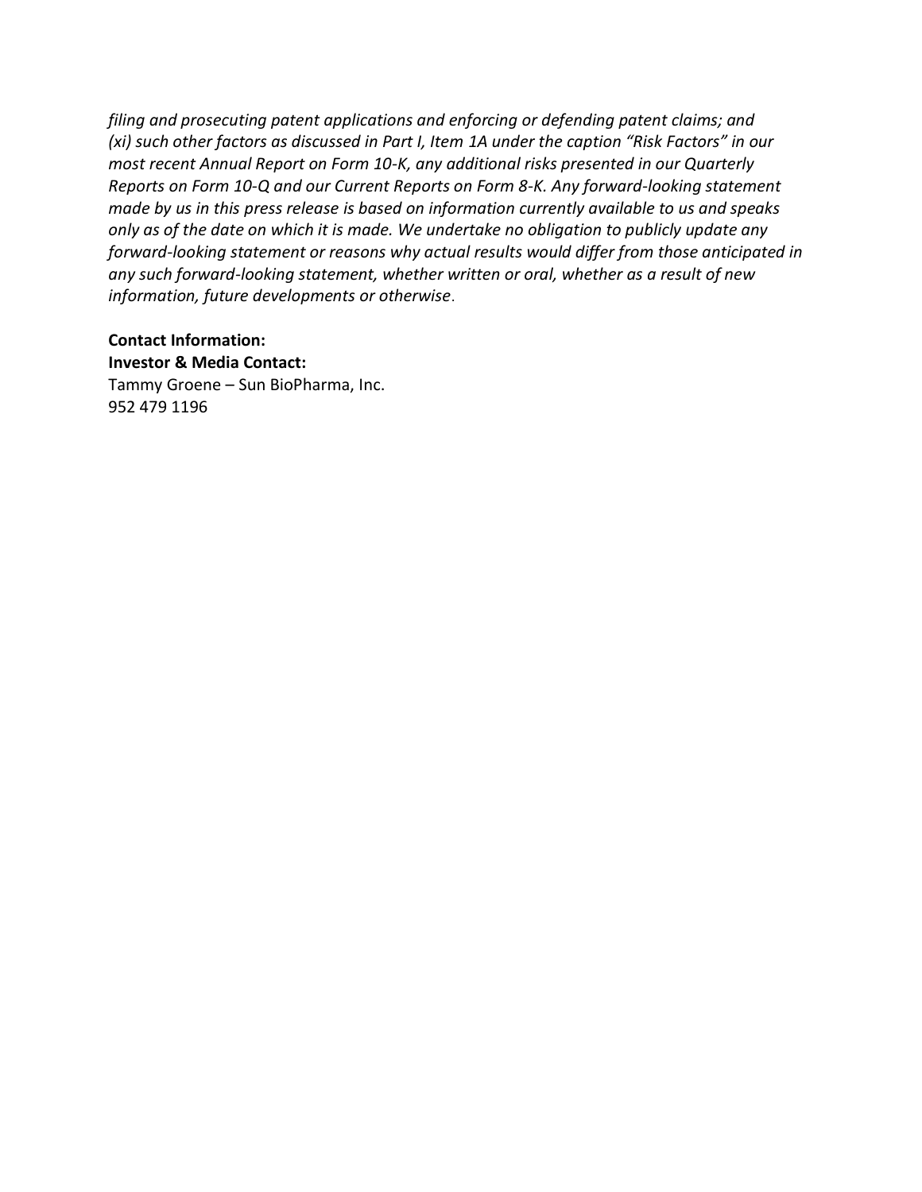*filing and prosecuting patent applications and enforcing or defending patent claims; and (xi) such other factors as discussed in Part I, Item 1A under the caption "Risk Factors" in our most recent Annual Report on Form 10-K, any additional risks presented in our Quarterly Reports on Form 10-Q and our Current Reports on Form 8-K. Any forward-looking statement made by us in this press release is based on information currently available to us and speaks only as of the date on which it is made. We undertake no obligation to publicly update any forward-looking statement or reasons why actual results would differ from those anticipated in any such forward-looking statement, whether written or oral, whether as a result of new information, future developments or otherwise*.

**Contact Information:**
**Investor & Media Contact:**
Tammy Groene – Sun BioPharma, Inc.
952 479 1196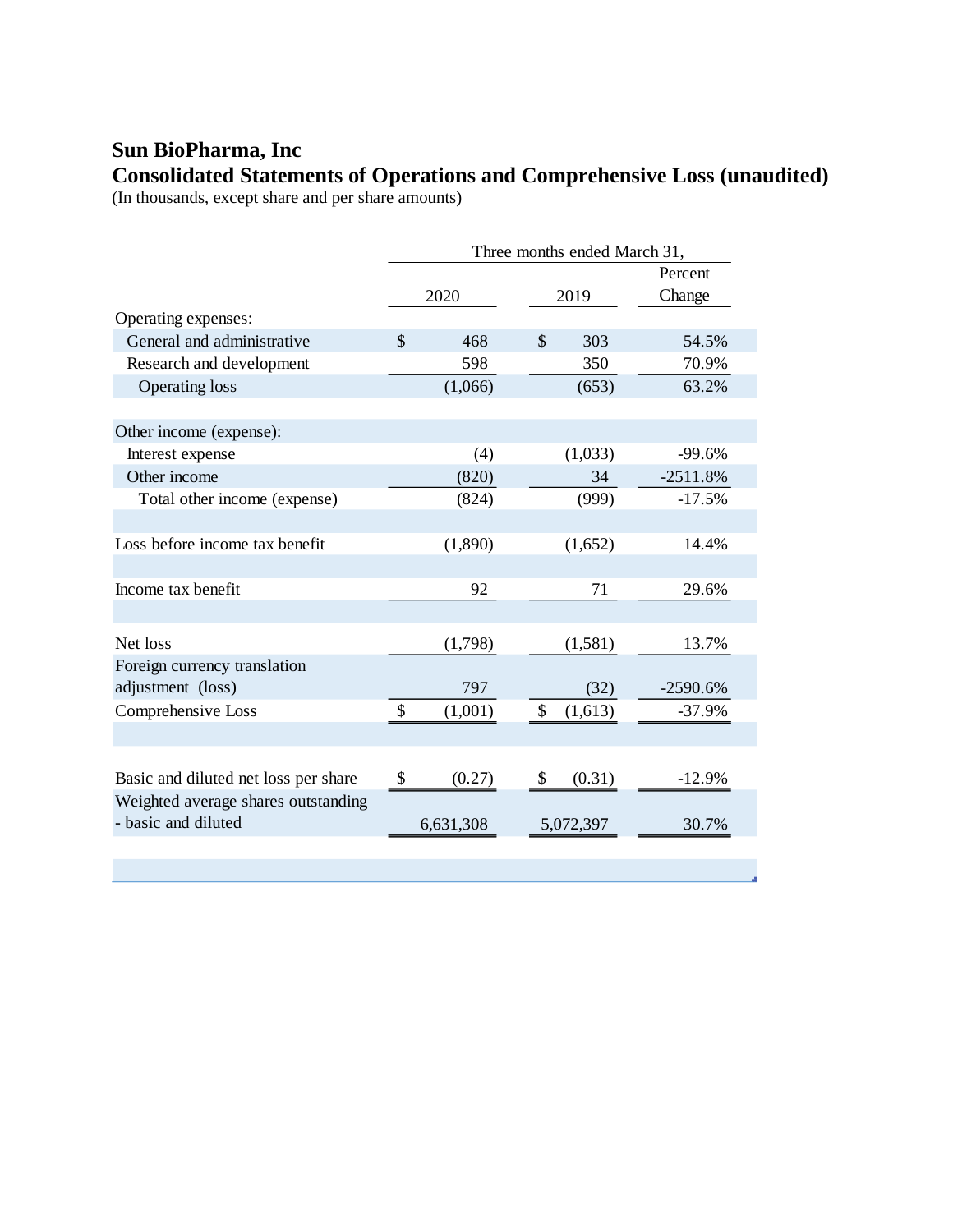**Sun BioPharma, Inc**

**Consolidated Statements of Operations and Comprehensive Loss (unaudited)**

(In thousands, except share and per share amounts)

| | Three months ended March 31, | | |
|---|---|---|---|
| | 2020 | 2019 | Percent Change |
| Operating expenses: | | | |
| General and administrative | $ 468 | $ 303 | 54.5% |
| Research and development | 598 | 350 | 70.9% |
| Operating loss | (1,066) | (653) | 63.2% |
| | | | |
| Other income (expense): | | | |
| Interest expense | (4) | (1,033) | -99.6% |
| Other income | (820) | 34 | -2511.8% |
| Total other income (expense) | (824) | (999) | -17.5% |
| | | | |
| Loss before income tax benefit | (1,890) | (1,652) | 14.4% |
| | | | |
| Income tax benefit | 92 | 71 | 29.6% |
| | | | |
| Net loss | (1,798) | (1,581) | 13.7% |
| Foreign currency translation adjustment (loss) | 797 | (32) | -2590.6% |
| Comprehensive Loss | $ (1,001) | $ (1,613) | -37.9% |
| | | | |
| Basic and diluted net loss per share | $ (0.27) | $ (0.31) | -12.9% |
| Weighted average shares outstanding - basic and diluted | 6,631,308 | 5,072,397 | 30.7% |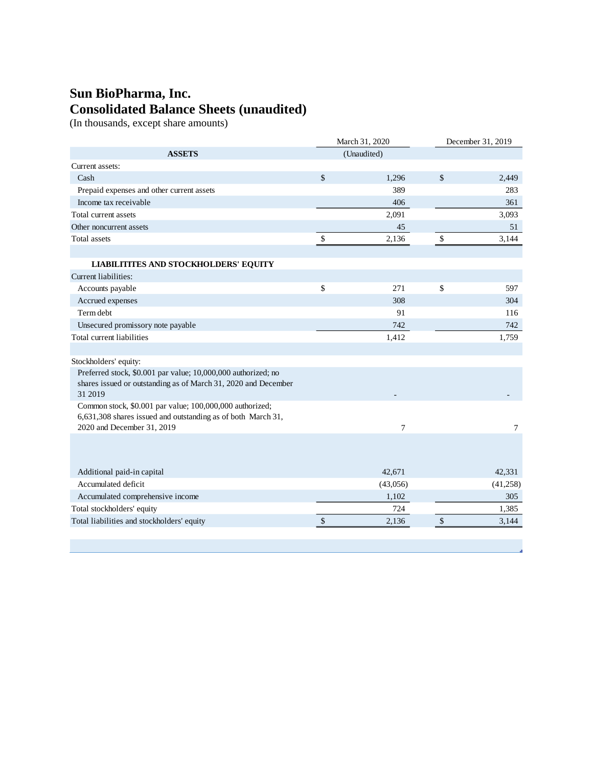# Sun BioPharma, Inc.
# Consolidated Balance Sheets (unaudited)

(In thousands, except share amounts)

| | March 31, 2020 | December 31, 2019 |
|---|---|---|
| **ASSETS** | (Unaudited) | |
| Current assets: | | |
| Cash | $ 1,296 | $ 2,449 |
| Prepaid expenses and other current assets | 389 | 283 |
| Income tax receivable | 406 | 361 |
| Total current assets | 2,091 | 3,093 |
| Other noncurrent assets | 45 | 51 |
| Total assets | $ 2,136 | $ 3,144 |
| | | |
| **LIABILITITES AND STOCKHOLDERS' EQUITY** | | |
| Current liabilities: | | |
| Accounts payable | $ 271 | $ 597 |
| Accrued expenses | 308 | 304 |
| Term debt | 91 | 116 |
| Unsecured promissory note payable | 742 | 742 |
| Total current liabilities | 1,412 | 1,759 |
| | | |
| Stockholders' equity: | | |
| Preferred stock, $0.001 par value; 10,000,000 authorized; no shares issued or outstanding as of March 31, 2020 and December 31 2019 | - | - |
| Common stock, $0.001 par value; 100,000,000 authorized; 6,631,308 shares issued and outstanding as of both March 31, 2020 and December 31, 2019 | 7 | 7 |
| Additional paid-in capital | 42,671 | 42,331 |
| Accumulated deficit | (43,056) | (41,258) |
| Accumulated comprehensive income | 1,102 | 305 |
| Total stockholders' equity | 724 | 1,385 |
| Total liabilities and stockholders' equity | $ 2,136 | $ 3,144 |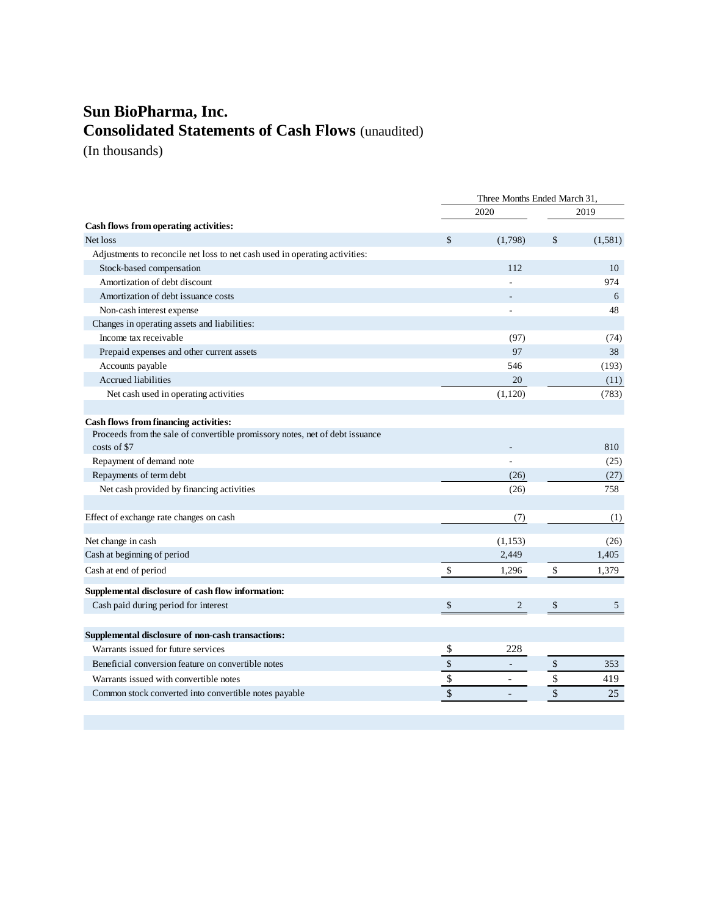# Sun BioPharma, Inc.

## Consolidated Statements of Cash Flows (unaudited)

(In thousands)

| | Three Months Ended March 31, | |
|---|---|---|
| | 2020 | 2019 |
| **Cash flows from operating activities:** | | |
| Net loss | $ (1,798) | $ (1,581) |
| Adjustments to reconcile net loss to net cash used in operating activities: | | |
| Stock-based compensation | 112 | 10 |
| Amortization of debt discount | - | 974 |
| Amortization of debt issuance costs | - | 6 |
| Non-cash interest expense | - | 48 |
| Changes in operating assets and liabilities: | | |
| Income tax receivable | (97) | (74) |
| Prepaid expenses and other current assets | 97 | 38 |
| Accounts payable | 546 | (193) |
| Accrued liabilities | 20 | (11) |
| Net cash used in operating activities | (1,120) | (783) |
| | | |
| **Cash flows from financing activities:** | | |
| Proceeds from the sale of convertible promissory notes, net of debt issuance costs of $7 | - | 810 |
| Repayment of demand note | - | (25) |
| Repayments of term debt | (26) | (27) |
| Net cash provided by financing activities | (26) | 758 |
| | | |
| Effect of exchange rate changes on cash | (7) | (1) |
| | | |
| Net change in cash | (1,153) | (26) |
| Cash at beginning of period | 2,449 | 1,405 |
| Cash at end of period | $ 1,296 | $ 1,379 |
| | | |
| **Supplemental disclosure of cash flow information:** | | |
| Cash paid during period for interest | $ 2 | $ 5 |
| | | |
| **Supplemental disclosure of non-cash transactions:** | | |
| Warrants issued for future services | $ 228 | |
| Beneficial conversion feature on convertible notes | $ - | $ 353 |
| Warrants issued with convertible notes | $ - | $ 419 |
| Common stock converted into convertible notes payable | $ - | $ 25 |